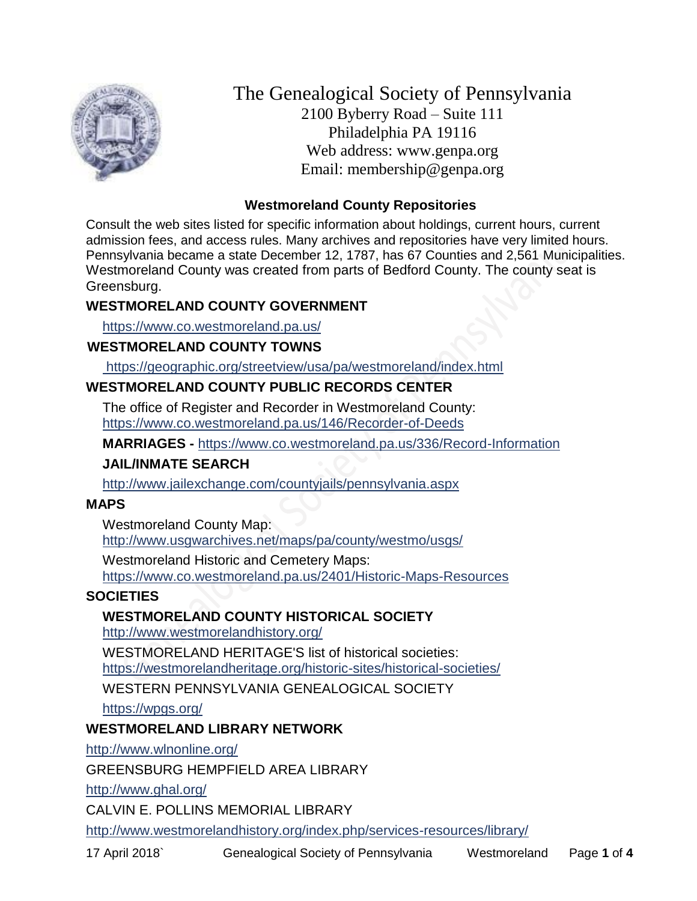# The Genealogical Society of Pennsylvania

2100 Byberry Road – Suite 111
Philadelphia PA 19116
Web address: www.genpa.org
Email: membership@genpa.org

## Westmoreland County Repositories

Consult the web sites listed for specific information about holdings, current hours, current admission fees, and access rules. Many archives and repositories have very limited hours. Pennsylvania became a state December 12, 1787, has 67 Counties and 2,561 Municipalities. Westmoreland County was created from parts of Bedford County. The county seat is Greensburg.

### WESTMORELAND COUNTY GOVERNMENT

https://www.co.westmoreland.pa.us/

### WESTMORELAND COUNTY TOWNS

https://geographic.org/streetview/usa/pa/westmoreland/index.html

### WESTMORELAND COUNTY PUBLIC RECORDS CENTER

The office of Register and Recorder in Westmoreland County:
https://www.co.westmoreland.pa.us/146/Recorder-of-Deeds

**MARRIAGES -** https://www.co.westmoreland.pa.us/336/Record-Information

**JAIL/INMATE SEARCH**

http://www.jailexchange.com/countyjails/pennsylvania.aspx

### MAPS

Westmoreland County Map:
http://www.usgwarchives.net/maps/pa/county/westmo/usgs/

Westmoreland Historic and Cemetery Maps:
https://www.co.westmoreland.pa.us/2401/Historic-Maps-Resources

### SOCIETIES

**WESTMORELAND COUNTY HISTORICAL SOCIETY**
http://www.westmorelandhistory.org/

WESTMORELAND HERITAGE'S list of historical societies:
https://westmorelandheritage.org/historic-sites/historical-societies/

WESTERN PENNSYLVANIA GENEALOGICAL SOCIETY

https://wpgs.org/

### WESTMORELAND LIBRARY NETWORK

http://www.wlnonline.org/

GREENSBURG HEMPFIELD AREA LIBRARY

http://www.ghal.org/

CALVIN E. POLLINS MEMORIAL LIBRARY

http://www.westmorelandhistory.org/index.php/services-resources/library/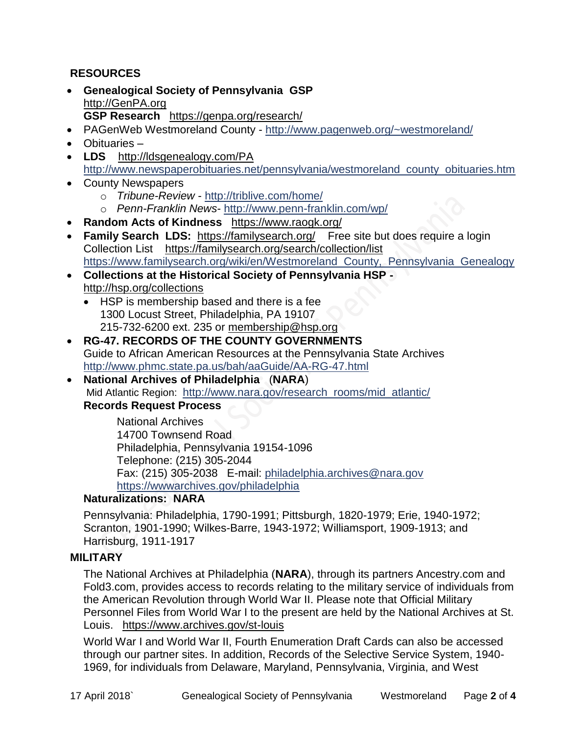## RESOURCES

- **Genealogical Society of Pennsylvania GSP**
  http://GenPA.org
  **GSP Research** https://genpa.org/research/
- PAGenWeb Westmoreland County - http://www.pagenweb.org/~westmoreland/
- Obituaries –
- **LDS** http://ldsgenealogy.com/PA
  http://www.newspaperobituaries.net/pennsylvania/westmoreland_county_obituaries.htm
- County Newspapers
  - *Tribune-Review* - http://triblive.com/home/
  - *Penn-Franklin News*- http://www.penn-franklin.com/wp/
- **Random Acts of Kindness** https://www.raogk.org/
- **Family Search LDS:** https://familysearch.org/ Free site but does require a login
  Collection List https://familysearch.org/search/collection/list
  https://www.familysearch.org/wiki/en/Westmoreland_County,_Pennsylvania_Genealogy
- **Collections at the Historical Society of Pennsylvania HSP -**
  http://hsp.org/collections
  - HSP is membership based and there is a fee
    1300 Locust Street, Philadelphia, PA 19107
    215-732-6200 ext. 235 or membership@hsp.org
- **RG-47. RECORDS OF THE COUNTY GOVERNMENTS**
  Guide to African American Resources at the Pennsylvania State Archives
  http://www.phmc.state.pa.us/bah/aaGuide/AA-RG-47.html
- **National Archives of Philadelphia** (**NARA**)
  Mid Atlantic Region: http://www.nara.gov/research_rooms/mid_atlantic/
  **Records Request Process**

  National Archives
  14700 Townsend Road
  Philadelphia, Pennsylvania 19154-1096
  Telephone: (215) 305-2044
  Fax: (215) 305-2038 E-mail: philadelphia.archives@nara.gov
  https://wwwarchives.gov/philadelphia

  **Naturalizations: NARA**

  Pennsylvania: Philadelphia, 1790-1991; Pittsburgh, 1820-1979; Erie, 1940-1972; Scranton, 1901-1990; Wilkes-Barre, 1943-1972; Williamsport, 1909-1913; and Harrisburg, 1911-1917

## MILITARY

The National Archives at Philadelphia (**NARA**), through its partners Ancestry.com and Fold3.com, provides access to records relating to the military service of individuals from the American Revolution through World War II. Please note that Official Military Personnel Files from World War I to the present are held by the National Archives at St. Louis. https://www.archives.gov/st-louis

World War I and World War II, Fourth Enumeration Draft Cards can also be accessed through our partner sites. In addition, Records of the Selective Service System, 1940-1969, for individuals from Delaware, Maryland, Pennsylvania, Virginia, and West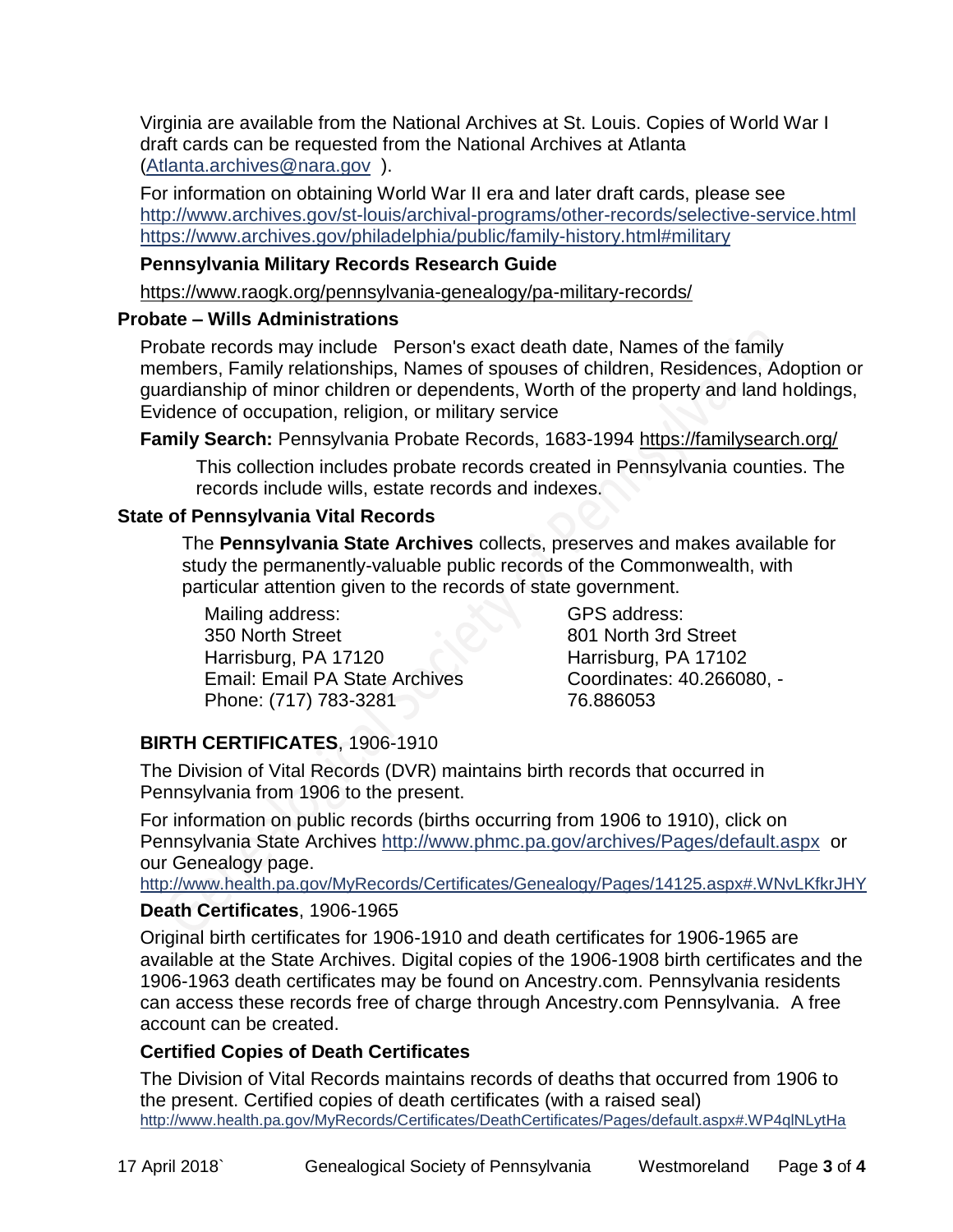Virginia are available from the National Archives at St. Louis. Copies of World War I draft cards can be requested from the National Archives at Atlanta (Atlanta.archives@nara.gov ).

For information on obtaining World War II era and later draft cards, please see
http://www.archives.gov/st-louis/archival-programs/other-records/selective-service.html
https://www.archives.gov/philadelphia/public/family-history.html#military

### Pennsylvania Military Records Research Guide

https://www.raogk.org/pennsylvania-genealogy/pa-military-records/

## Probate – Wills Administrations

Probate records may include Person's exact death date, Names of the family members, Family relationships, Names of spouses of children, Residences, Adoption or guardianship of minor children or dependents, Worth of the property and land holdings, Evidence of occupation, religion, or military service

**Family Search:** Pennsylvania Probate Records, 1683-1994 https://familysearch.org/

This collection includes probate records created in Pennsylvania counties. The records include wills, estate records and indexes.

## State of Pennsylvania Vital Records

The **Pennsylvania State Archives** collects, preserves and makes available for study the permanently-valuable public records of the Commonwealth, with particular attention given to the records of state government.

Mailing address:
350 North Street
Harrisburg, PA 17120
Email: Email PA State Archives
Phone: (717) 783-3281

GPS address:
801 North 3rd Street
Harrisburg, PA 17102
Coordinates: 40.266080, -76.886053

### BIRTH CERTIFICATES, 1906-1910

The Division of Vital Records (DVR) maintains birth records that occurred in Pennsylvania from 1906 to the present.

For information on public records (births occurring from 1906 to 1910), click on Pennsylvania State Archives http://www.phmc.pa.gov/archives/Pages/default.aspx or our Genealogy page.
http://www.health.pa.gov/MyRecords/Certificates/Genealogy/Pages/14125.aspx#.WNvLKfkrJHY

### Death Certificates, 1906-1965

Original birth certificates for 1906-1910 and death certificates for 1906-1965 are available at the State Archives. Digital copies of the 1906-1908 birth certificates and the 1906-1963 death certificates may be found on Ancestry.com. Pennsylvania residents can access these records free of charge through Ancestry.com Pennsylvania. A free account can be created.

### Certified Copies of Death Certificates

The Division of Vital Records maintains records of deaths that occurred from 1906 to the present. Certified copies of death certificates (with a raised seal)
http://www.health.pa.gov/MyRecords/Certificates/DeathCertificates/Pages/default.aspx#.WP4qlNLytHa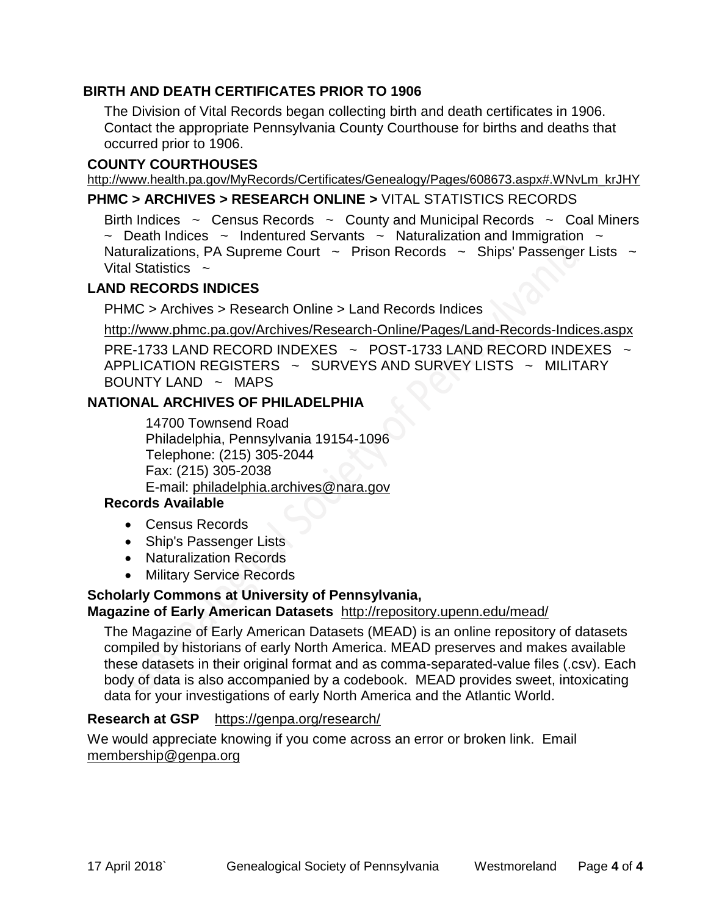## BIRTH AND DEATH CERTIFICATES PRIOR TO 1906

The Division of Vital Records began collecting birth and death certificates in 1906. Contact the appropriate Pennsylvania County Courthouse for births and deaths that occurred prior to 1906.

## COUNTY COURTHOUSES

http://www.health.pa.gov/MyRecords/Certificates/Genealogy/Pages/608673.aspx#.WNvLm_krJHY

## PHMC > ARCHIVES > RESEARCH ONLINE > VITAL STATISTICS RECORDS

Birth Indices ~ Census Records ~ County and Municipal Records ~ Coal Miners ~ Death Indices ~ Indentured Servants ~ Naturalization and Immigration ~ Naturalizations, PA Supreme Court ~ Prison Records ~ Ships' Passenger Lists ~ Vital Statistics ~

## LAND RECORDS INDICES

PHMC > Archives > Research Online > Land Records Indices

http://www.phmc.pa.gov/Archives/Research-Online/Pages/Land-Records-Indices.aspx

PRE-1733 LAND RECORD INDEXES ~ POST-1733 LAND RECORD INDEXES ~ APPLICATION REGISTERS ~ SURVEYS AND SURVEY LISTS ~ MILITARY BOUNTY LAND ~ MAPS

## NATIONAL ARCHIVES OF PHILADELPHIA

14700 Townsend Road
Philadelphia, Pennsylvania 19154-1096
Telephone: (215) 305-2044
Fax: (215) 305-2038
E-mail: philadelphia.archives@nara.gov

**Records Available**

- Census Records
- Ship's Passenger Lists
- Naturalization Records
- Military Service Records

**Scholarly Commons at University of Pennsylvania,**
**Magazine of Early American Datasets** http://repository.upenn.edu/mead/

The Magazine of Early American Datasets (MEAD) is an online repository of datasets compiled by historians of early North America. MEAD preserves and makes available these datasets in their original format and as comma-separated-value files (.csv). Each body of data is also accompanied by a codebook. MEAD provides sweet, intoxicating data for your investigations of early North America and the Atlantic World.

**Research at GSP** https://genpa.org/research/

We would appreciate knowing if you come across an error or broken link. Email membership@genpa.org